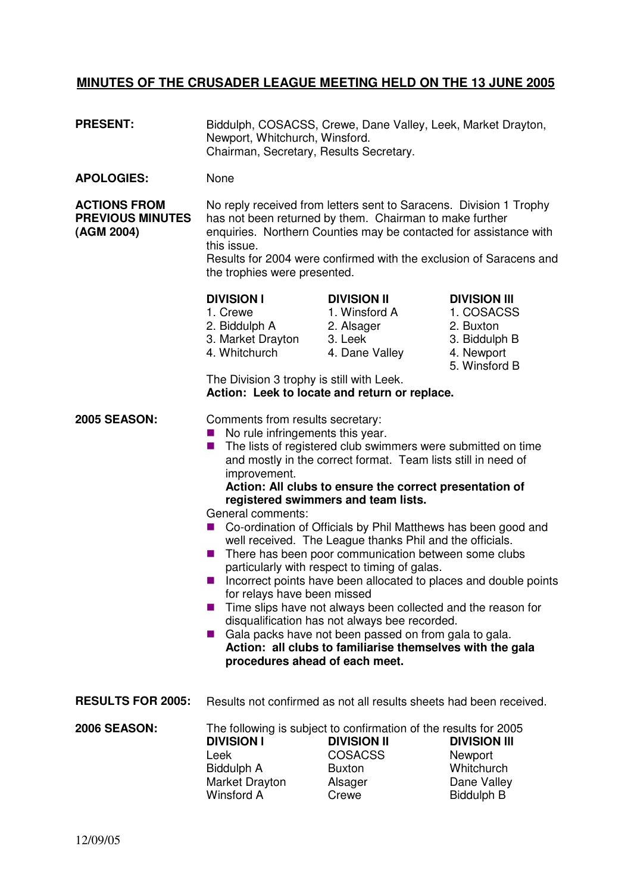# MINUTES OF THE CRUSADER LEAGUE MEETING HELD ON THE 13 JUNE 2005

**PRESENT:** Biddulph, COSACSS, Crewe, Dane Valley, Leek, Market Drayton, Newport, Whitchurch, Winsford.
Chairman, Secretary, Results Secretary.

**APOLOGIES:** None

**ACTIONS FROM PREVIOUS MINUTES (AGM 2004)**

No reply received from letters sent to Saracens. Division 1 Trophy has not been returned by them. Chairman to make further enquiries. Northern Counties may be contacted for assistance with this issue.
Results for 2004 were confirmed with the exclusion of Saracens and the trophies were presented.

| DIVISION I | DIVISION II | DIVISION III |
|---|---|---|
| 1. Crewe | 1. Winsford A | 1. COSACSS |
| 2. Biddulph A | 2. Alsager | 2. Buxton |
| 3. Market Drayton | 3. Leek | 3. Biddulph B |
| 4. Whitchurch | 4. Dane Valley | 4. Newport |
| | | 5. Winsford B |

The Division 3 trophy is still with Leek.
**Action: Leek to locate and return or replace.**

**2005 SEASON:**

Comments from results secretary:

- No rule infringements this year.
- The lists of registered club swimmers were submitted on time and mostly in the correct format. Team lists still in need of improvement.
  **Action: All clubs to ensure the correct presentation of registered swimmers and team lists.**

General comments:

- Co-ordination of Officials by Phil Matthews has been good and well received. The League thanks Phil and the officials.
- There has been poor communication between some clubs particularly with respect to timing of galas.
- Incorrect points have been allocated to places and double points for relays have been missed
- Time slips have not always been collected and the reason for disqualification has not always bee recorded.
- Gala packs have not been passed on from gala to gala.
  **Action: all clubs to familiarise themselves with the gala procedures ahead of each meet.**

**RESULTS FOR 2005:** Results not confirmed as not all results sheets had been received.

**2006 SEASON:**

The following is subject to confirmation of the results for 2005

| DIVISION I | DIVISION II | DIVISION III |
|---|---|---|
| Leek | COSACSS | Newport |
| Biddulph A | Buxton | Whitchurch |
| Market Drayton | Alsager | Dane Valley |
| Winsford A | Crewe | Biddulph B |

12/09/05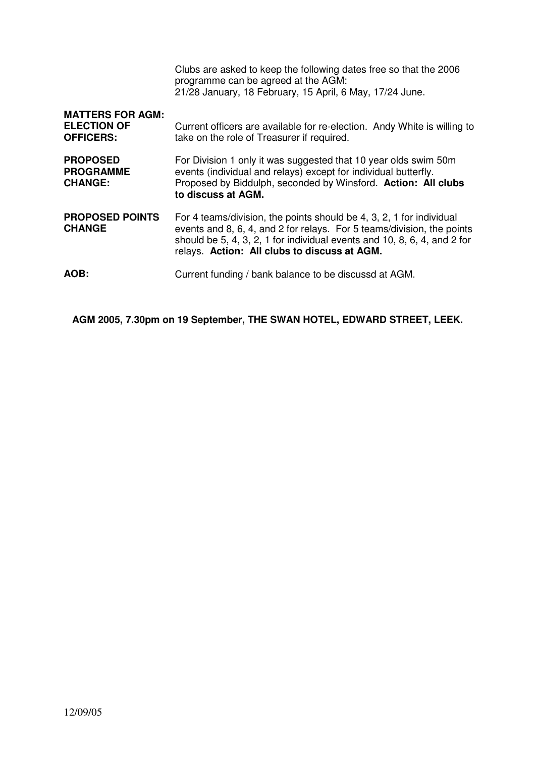Clubs are asked to keep the following dates free so that the 2006 programme can be agreed at the AGM:
21/28 January, 18 February, 15 April, 6 May, 17/24 June.

**MATTERS FOR AGM:**

**ELECTION OF OFFICERS:** Current officers are available for re-election. Andy White is willing to take on the role of Treasurer if required.

**PROPOSED PROGRAMME CHANGE:** For Division 1 only it was suggested that 10 year olds swim 50m events (individual and relays) except for individual butterfly. Proposed by Biddulph, seconded by Winsford. **Action: All clubs to discuss at AGM.**

**PROPOSED POINTS CHANGE** For 4 teams/division, the points should be 4, 3, 2, 1 for individual events and 8, 6, 4, and 2 for relays. For 5 teams/division, the points should be 5, 4, 3, 2, 1 for individual events and 10, 8, 6, 4, and 2 for relays. **Action: All clubs to discuss at AGM.**

**AOB:** Current funding / bank balance to be discussd at AGM.

**AGM 2005, 7.30pm on 19 September, THE SWAN HOTEL, EDWARD STREET, LEEK.**

12/09/05